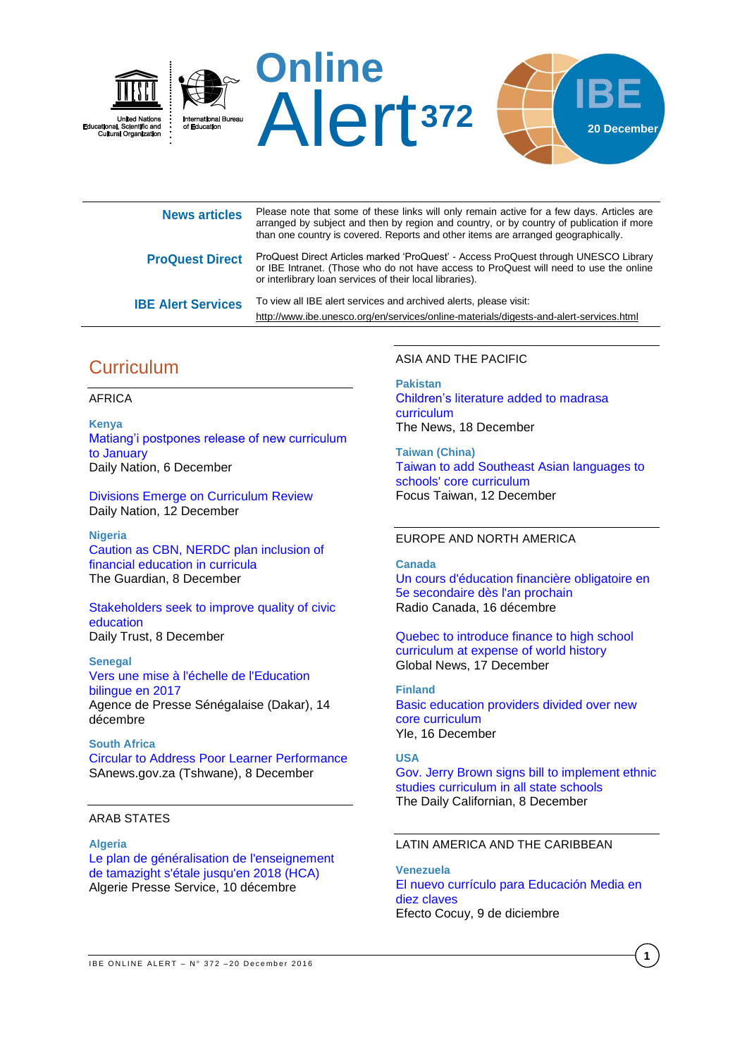United Nations Educational, Scientific and Cultural Organization | International Bureau of Education

# Online Alert 372

IBE — 20 December

**News articles** — Please note that some of these links will only remain active for a few days. Articles are arranged by subject and then by region and country, or by country of publication if more than one country is covered. Reports and other items are arranged geographically.

**ProQuest Direct** — ProQuest Direct Articles marked 'ProQuest' - Access ProQuest through UNESCO Library or IBE Intranet. (Those who do not have access to ProQuest will need to use the online or interlibrary loan services of their local libraries).

**IBE Alert Services** — To view all IBE alert services and archived alerts, please visit: http://www.ibe.unesco.org/en/services/online-materials/digests-and-alert-services.html

## Curriculum

### AFRICA

**Kenya**

Matiang'i postpones release of new curriculum to January
Daily Nation, 6 December

Divisions Emerge on Curriculum Review
Daily Nation, 12 December

**Nigeria**

Caution as CBN, NERDC plan inclusion of financial education in curricula
The Guardian, 8 December

Stakeholders seek to improve quality of civic education
Daily Trust, 8 December

**Senegal**

Vers une mise à l'échelle de l'Education bilingue en 2017
Agence de Presse Sénégalaise (Dakar), 14 décembre

**South Africa**

Circular to Address Poor Learner Performance
SAnews.gov.za (Tshwane), 8 December

### ARAB STATES

**Algeria**

Le plan de généralisation de l'enseignement de tamazight s'étale jusqu'en 2018 (HCA)
Algerie Presse Service, 10 décembre

### ASIA AND THE PACIFIC

**Pakistan**

Children's literature added to madrasa curriculum
The News, 18 December

**Taiwan (China)**

Taiwan to add Southeast Asian languages to schools' core curriculum
Focus Taiwan, 12 December

### EUROPE AND NORTH AMERICA

**Canada**

Un cours d'éducation financière obligatoire en 5e secondaire dès l'an prochain
Radio Canada, 16 décembre

Quebec to introduce finance to high school curriculum at expense of world history
Global News, 17 December

**Finland**

Basic education providers divided over new core curriculum
Yle, 16 December

**USA**

Gov. Jerry Brown signs bill to implement ethnic studies curriculum in all state schools
The Daily Californian, 8 December

### LATIN AMERICA AND THE CARIBBEAN

**Venezuela**

El nuevo currículo para Educación Media en diez claves
Efecto Cocuy, 9 de diciembre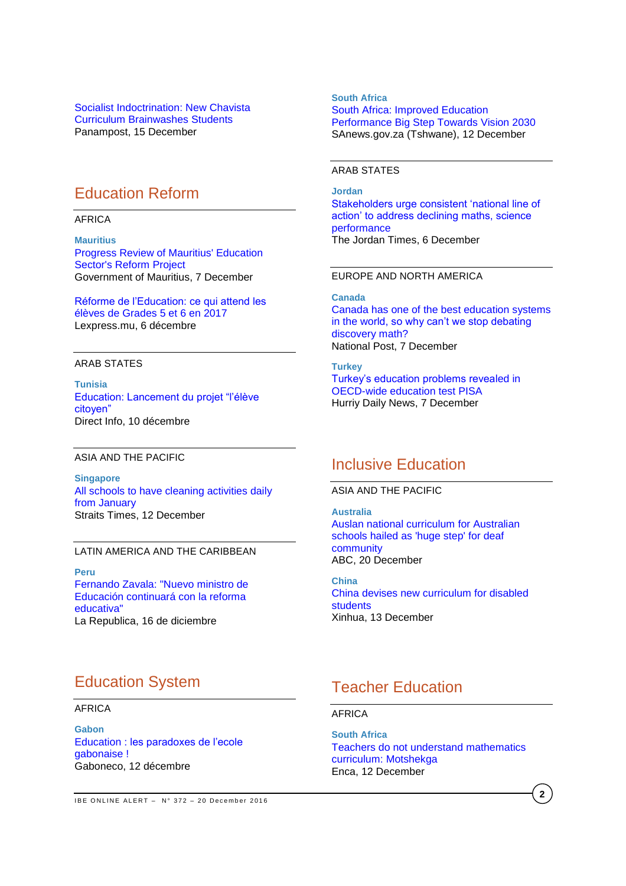[Socialist Indoctrination: New Chavista Curriculum Brainwashes Students]
Panampost, 15 December

## Education Reform

AFRICA

**Mauritius**
Progress Review of Mauritius' Education Sector's Reform Project
Government of Mauritius, 7 December

Réforme de l'Education: ce qui attend les élèves de Grades 5 et 6 en 2017
Lexpress.mu, 6 décembre

ARAB STATES

**Tunisia**
Education: Lancement du projet "l'élève citoyen"
Direct Info, 10 décembre

ASIA AND THE PACIFIC

**Singapore**
All schools to have cleaning activities daily from January
Straits Times, 12 December

LATIN AMERICA AND THE CARIBBEAN

**Peru**
Fernando Zavala: "Nuevo ministro de Educación continuará con la reforma educativa"
La Republica, 16 de diciembre

**South Africa**
South Africa: Improved Education Performance Big Step Towards Vision 2030
SAnews.gov.za (Tshwane), 12 December

ARAB STATES

**Jordan**
Stakeholders urge consistent 'national line of action' to address declining maths, science performance
The Jordan Times, 6 December

EUROPE AND NORTH AMERICA

**Canada**
Canada has one of the best education systems in the world, so why can't we stop debating discovery math?
National Post, 7 December

**Turkey**
Turkey's education problems revealed in OECD-wide education test PISA
Hurriy Daily News, 7 December

## Education System

AFRICA

**Gabon**
Education : les paradoxes de l'ecole gabonaise !
Gaboneco, 12 décembre

## Inclusive Education

ASIA AND THE PACIFIC

**Australia**
Auslan national curriculum for Australian schools hailed as 'huge step' for deaf community
ABC, 20 December

**China**
China devises new curriculum for disabled students
Xinhua, 13 December

## Teacher Education

AFRICA

**South Africa**
Teachers do not understand mathematics curriculum: Motshekga
Enca, 12 December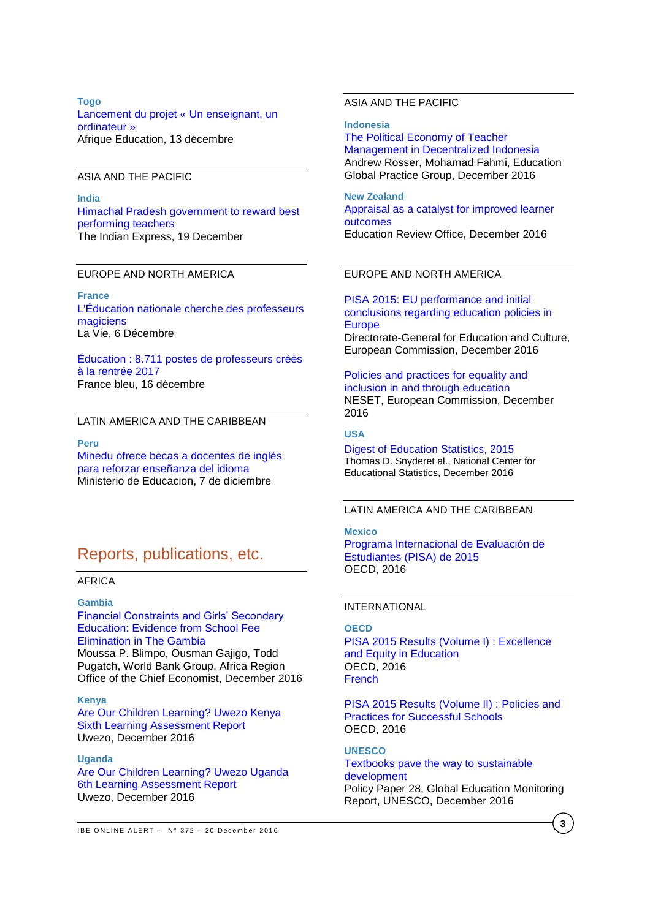**Togo**

Lancement du projet « Un enseignant, un ordinateur »
Afrique Education, 13 décembre

ASIA AND THE PACIFIC

**India**

Himachal Pradesh government to reward best performing teachers
The Indian Express, 19 December

EUROPE AND NORTH AMERICA

**France**

L'Éducation nationale cherche des professeurs magiciens
La Vie, 6 Décembre

Éducation : 8.711 postes de professeurs créés à la rentrée 2017
France bleu, 16 décembre

LATIN AMERICA AND THE CARIBBEAN

**Peru**

Minedu ofrece becas a docentes de inglés para reforzar enseñanza del idioma
Ministerio de Educacion, 7 de diciembre

# Reports, publications, etc.

AFRICA

**Gambia**

Financial Constraints and Girls' Secondary Education: Evidence from School Fee Elimination in The Gambia
Moussa P. Blimpo, Ousman Gajigo, Todd Pugatch, World Bank Group, Africa Region Office of the Chief Economist, December 2016

**Kenya**

Are Our Children Learning? Uwezo Kenya Sixth Learning Assessment Report
Uwezo, December 2016

**Uganda**

Are Our Children Learning? Uwezo Uganda 6th Learning Assessment Report
Uwezo, December 2016

ASIA AND THE PACIFIC

**Indonesia**

The Political Economy of Teacher Management in Decentralized Indonesia
Andrew Rosser, Mohamad Fahmi, Education Global Practice Group, December 2016

**New Zealand**

Appraisal as a catalyst for improved learner outcomes
Education Review Office, December 2016

EUROPE AND NORTH AMERICA

PISA 2015: EU performance and initial conclusions regarding education policies in Europe
Directorate-General for Education and Culture, European Commission, December 2016

Policies and practices for equality and inclusion in and through education
NESET, European Commission, December 2016

**USA**

Digest of Education Statistics, 2015
Thomas D. Snyderet al., National Center for Educational Statistics, December 2016

LATIN AMERICA AND THE CARIBBEAN

**Mexico**

Programa Internacional de Evaluación de Estudiantes (PISA) de 2015
OECD, 2016

INTERNATIONAL

**OECD**

PISA 2015 Results (Volume I) : Excellence and Equity in Education
OECD, 2016
French

PISA 2015 Results (Volume II) : Policies and Practices for Successful Schools
OECD, 2016

**UNESCO**

Textbooks pave the way to sustainable development
Policy Paper 28, Global Education Monitoring Report, UNESCO, December 2016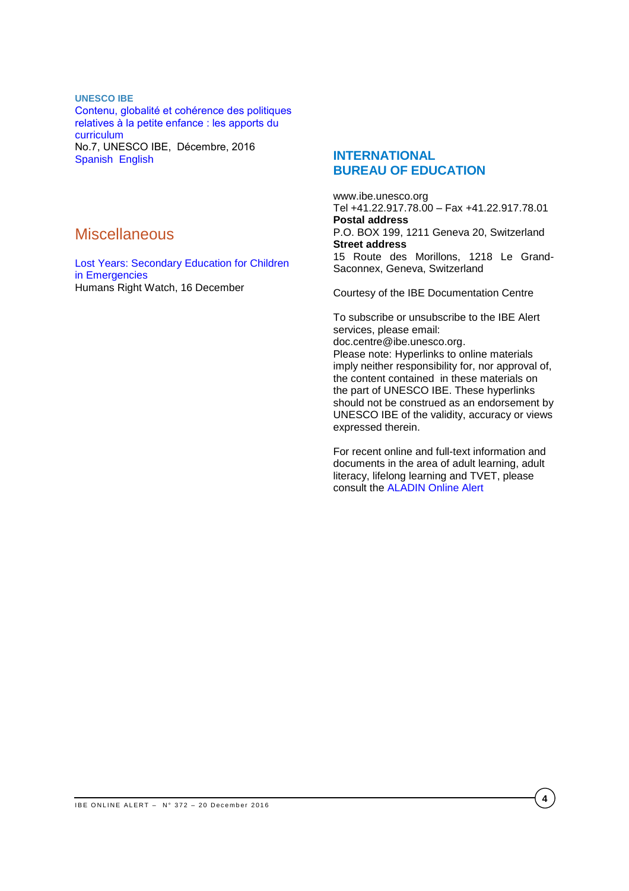**UNESCO IBE**

Contenu, globalité et cohérence des politiques relatives à la petite enfance : les apports du curriculum
No.7, UNESCO IBE, Décembre, 2016
Spanish English

## Miscellaneous

Lost Years: Secondary Education for Children in Emergencies
Humans Right Watch, 16 December

## INTERNATIONAL BUREAU OF EDUCATION

www.ibe.unesco.org
Tel +41.22.917.78.00 – Fax +41.22.917.78.01
**Postal address**
P.O. BOX 199, 1211 Geneva 20, Switzerland
**Street address**
15 Route des Morillons, 1218 Le Grand-Saconnex, Geneva, Switzerland

Courtesy of the IBE Documentation Centre

To subscribe or unsubscribe to the IBE Alert services, please email: doc.centre@ibe.unesco.org.
Please note: Hyperlinks to online materials imply neither responsibility for, nor approval of, the content contained in these materials on the part of UNESCO IBE. These hyperlinks should not be construed as an endorsement by UNESCO IBE of the validity, accuracy or views expressed therein.

For recent online and full-text information and documents in the area of adult learning, adult literacy, lifelong learning and TVET, please consult the ALADIN Online Alert